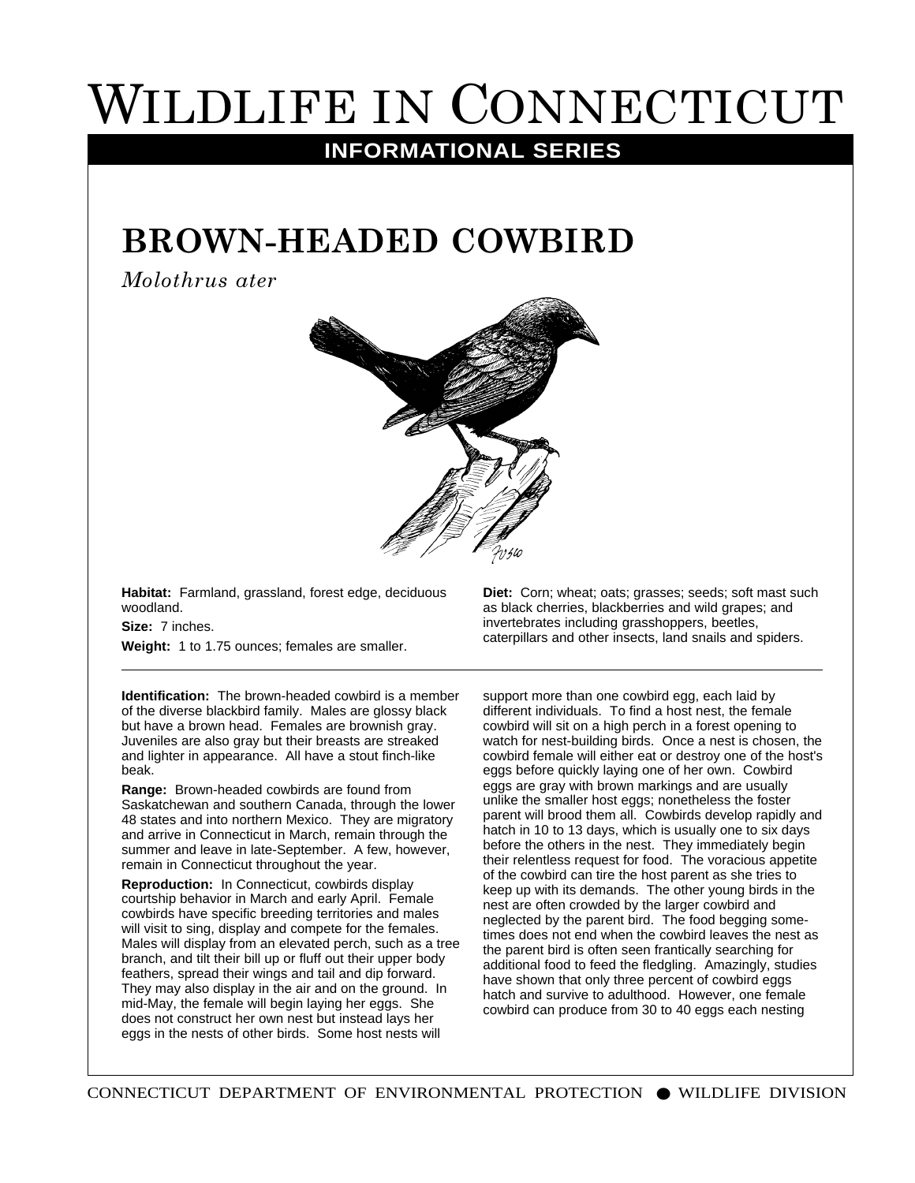# WILDLIFE IN CONNECTICUT

**INFORMATIONAL SERIES**

## BROWN-HEADED COWBIRD

*Molothrus ater*

**Habitat:** Farmland, grassland, forest edge, deciduous woodland.

**Size:** 7 inches.

**Weight:** 1 to 1.75 ounces; females are smaller.

**Diet:** Corn; wheat; oats; grasses; seeds; soft mast such as black cherries, blackberries and wild grapes; and invertebrates including grasshoppers, beetles, caterpillars and other insects, land snails and spiders.

---

**Identification:** The brown-headed cowbird is a member of the diverse blackbird family. Males are glossy black but have a brown head. Females are brownish gray. Juveniles are also gray but their breasts are streaked and lighter in appearance. All have a stout finch-like beak.

**Range:** Brown-headed cowbirds are found from Saskatchewan and southern Canada, through the lower 48 states and into northern Mexico. They are migratory and arrive in Connecticut in March, remain through the summer and leave in late-September. A few, however, remain in Connecticut throughout the year.

**Reproduction:** In Connecticut, cowbirds display courtship behavior in March and early April. Female cowbirds have specific breeding territories and males will visit to sing, display and compete for the females. Males will display from an elevated perch, such as a tree branch, and tilt their bill up or fluff out their upper body feathers, spread their wings and tail and dip forward. They may also display in the air and on the ground. In mid-May, the female will begin laying her eggs. She does not construct her own nest but instead lays her eggs in the nests of other birds. Some host nests will support more than one cowbird egg, each laid by different individuals. To find a host nest, the female cowbird will sit on a high perch in a forest opening to watch for nest-building birds. Once a nest is chosen, the cowbird female will either eat or destroy one of the host's eggs before quickly laying one of her own. Cowbird eggs are gray with brown markings and are usually unlike the smaller host eggs; nonetheless the foster parent will brood them all. Cowbirds develop rapidly and hatch in 10 to 13 days, which is usually one to six days before the others in the nest. They immediately begin their relentless request for food. The voracious appetite of the cowbird can tire the host parent as she tries to keep up with its demands. The other young birds in the nest are often crowded by the larger cowbird and neglected by the parent bird. The food begging sometimes does not end when the cowbird leaves the nest as the parent bird is often seen frantically searching for additional food to feed the fledgling. Amazingly, studies have shown that only three percent of cowbird eggs hatch and survive to adulthood. However, one female cowbird can produce from 30 to 40 eggs each nesting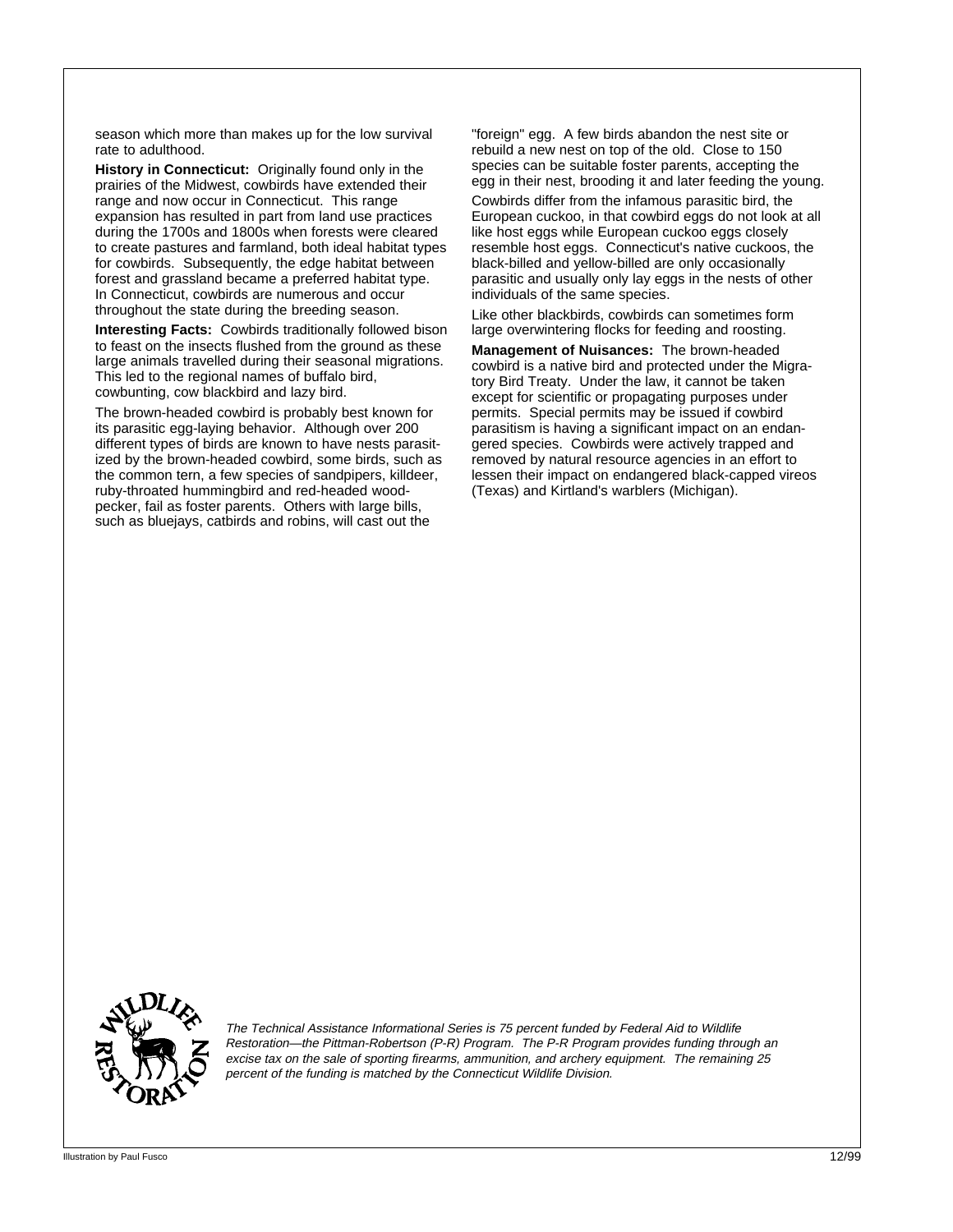season which more than makes up for the low survival rate to adulthood.

**History in Connecticut:** Originally found only in the prairies of the Midwest, cowbirds have extended their range and now occur in Connecticut. This range expansion has resulted in part from land use practices during the 1700s and 1800s when forests were cleared to create pastures and farmland, both ideal habitat types for cowbirds. Subsequently, the edge habitat between forest and grassland became a preferred habitat type. In Connecticut, cowbirds are numerous and occur throughout the state during the breeding season.

**Interesting Facts:** Cowbirds traditionally followed bison to feast on the insects flushed from the ground as these large animals travelled during their seasonal migrations. This led to the regional names of buffalo bird, cowbunting, cow blackbird and lazy bird.

The brown-headed cowbird is probably best known for its parasitic egg-laying behavior. Although over 200 different types of birds are known to have nests parasitized by the brown-headed cowbird, some birds, such as the common tern, a few species of sandpipers, killdeer, ruby-throated hummingbird and red-headed woodpecker, fail as foster parents. Others with large bills, such as bluejays, catbirds and robins, will cast out the "foreign" egg. A few birds abandon the nest site or rebuild a new nest on top of the old. Close to 150 species can be suitable foster parents, accepting the egg in their nest, brooding it and later feeding the young.

Cowbirds differ from the infamous parasitic bird, the European cuckoo, in that cowbird eggs do not look at all like host eggs while European cuckoo eggs closely resemble host eggs. Connecticut's native cuckoos, the black-billed and yellow-billed are only occasionally parasitic and usually only lay eggs in the nests of other individuals of the same species.

Like other blackbirds, cowbirds can sometimes form large overwintering flocks for feeding and roosting.

**Management of Nuisances:** The brown-headed cowbird is a native bird and protected under the Migratory Bird Treaty. Under the law, it cannot be taken except for scientific or propagating purposes under permits. Special permits may be issued if cowbird parasitism is having a significant impact on an endangered species. Cowbirds were actively trapped and removed by natural resource agencies in an effort to lessen their impact on endangered black-capped vireos (Texas) and Kirtland's warblers (Michigan).

WILDLIFE RESTORATION

*The Technical Assistance Informational Series is 75 percent funded by Federal Aid to Wildlife Restoration—the Pittman-Robertson (P-R) Program. The P-R Program provides funding through an excise tax on the sale of sporting firearms, ammunition, and archery equipment. The remaining 25 percent of the funding is matched by the Connecticut Wildlife Division.*

Illustration by Paul Fusco

12/99